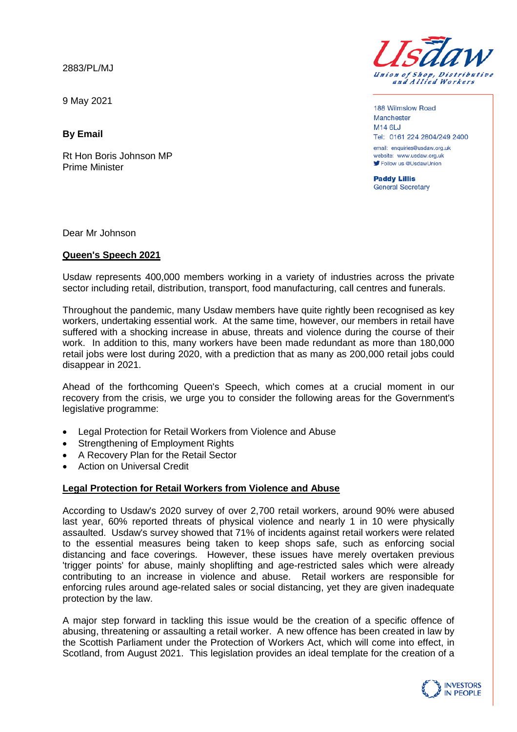2883/PL/MJ

9 May 2021

**By Email**

Rt Hon Boris Johnson MP
Prime Minister

Usdaw
Union of Shop, Distributive and Allied Workers

188 Wilmslow Road
Manchester
M14 6LJ
Tel: 0161 224 2804/249 2400
email: enquiries@usdaw.org.uk
website: www.usdaw.org.uk
Follow us @UsdawUnion

**Paddy Lillis**
General Secretary

Dear Mr Johnson

**Queen's Speech 2021**

Usdaw represents 400,000 members working in a variety of industries across the private sector including retail, distribution, transport, food manufacturing, call centres and funerals.

Throughout the pandemic, many Usdaw members have quite rightly been recognised as key workers, undertaking essential work. At the same time, however, our members in retail have suffered with a shocking increase in abuse, threats and violence during the course of their work. In addition to this, many workers have been made redundant as more than 180,000 retail jobs were lost during 2020, with a prediction that as many as 200,000 retail jobs could disappear in 2021.

Ahead of the forthcoming Queen's Speech, which comes at a crucial moment in our recovery from the crisis, we urge you to consider the following areas for the Government's legislative programme:

- Legal Protection for Retail Workers from Violence and Abuse
- Strengthening of Employment Rights
- A Recovery Plan for the Retail Sector
- Action on Universal Credit

**Legal Protection for Retail Workers from Violence and Abuse**

According to Usdaw's 2020 survey of over 2,700 retail workers, around 90% were abused last year, 60% reported threats of physical violence and nearly 1 in 10 were physically assaulted. Usdaw's survey showed that 71% of incidents against retail workers were related to the essential measures being taken to keep shops safe, such as enforcing social distancing and face coverings. However, these issues have merely overtaken previous 'trigger points' for abuse, mainly shoplifting and age-restricted sales which were already contributing to an increase in violence and abuse. Retail workers are responsible for enforcing rules around age-related sales or social distancing, yet they are given inadequate protection by the law.

A major step forward in tackling this issue would be the creation of a specific offence of abusing, threatening or assaulting a retail worker. A new offence has been created in law by the Scottish Parliament under the Protection of Workers Act, which will come into effect, in Scotland, from August 2021. This legislation provides an ideal template for the creation of a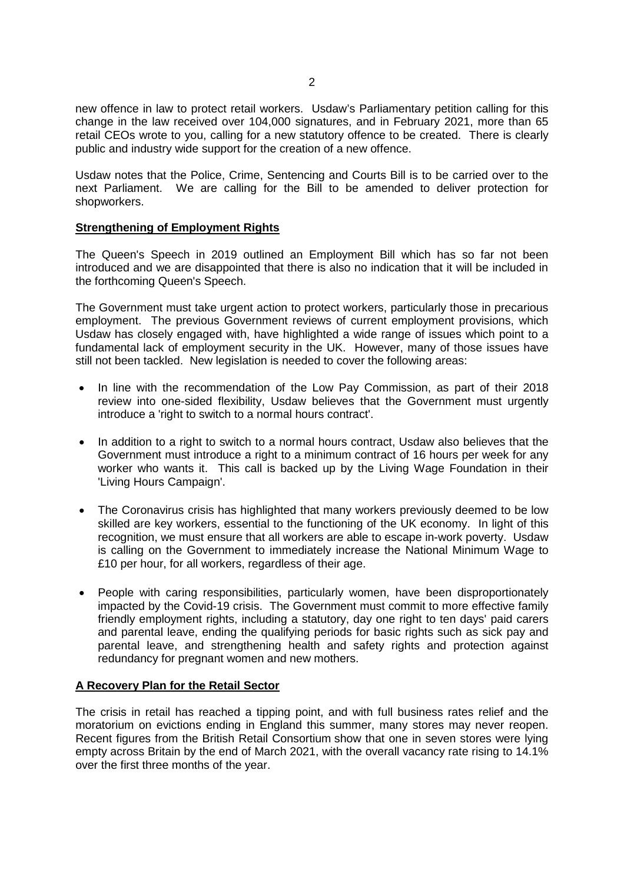new offence in law to protect retail workers. Usdaw's Parliamentary petition calling for this change in the law received over 104,000 signatures, and in February 2021, more than 65 retail CEOs wrote to you, calling for a new statutory offence to be created. There is clearly public and industry wide support for the creation of a new offence.

Usdaw notes that the Police, Crime, Sentencing and Courts Bill is to be carried over to the next Parliament. We are calling for the Bill to be amended to deliver protection for shopworkers.

**Strengthening of Employment Rights**

The Queen's Speech in 2019 outlined an Employment Bill which has so far not been introduced and we are disappointed that there is also no indication that it will be included in the forthcoming Queen's Speech.

The Government must take urgent action to protect workers, particularly those in precarious employment. The previous Government reviews of current employment provisions, which Usdaw has closely engaged with, have highlighted a wide range of issues which point to a fundamental lack of employment security in the UK. However, many of those issues have still not been tackled. New legislation is needed to cover the following areas:

- In line with the recommendation of the Low Pay Commission, as part of their 2018 review into one-sided flexibility, Usdaw believes that the Government must urgently introduce a 'right to switch to a normal hours contract'.

- In addition to a right to switch to a normal hours contract, Usdaw also believes that the Government must introduce a right to a minimum contract of 16 hours per week for any worker who wants it. This call is backed up by the Living Wage Foundation in their 'Living Hours Campaign'.

- The Coronavirus crisis has highlighted that many workers previously deemed to be low skilled are key workers, essential to the functioning of the UK economy. In light of this recognition, we must ensure that all workers are able to escape in-work poverty. Usdaw is calling on the Government to immediately increase the National Minimum Wage to £10 per hour, for all workers, regardless of their age.

- People with caring responsibilities, particularly women, have been disproportionately impacted by the Covid-19 crisis. The Government must commit to more effective family friendly employment rights, including a statutory, day one right to ten days' paid carers and parental leave, ending the qualifying periods for basic rights such as sick pay and parental leave, and strengthening health and safety rights and protection against redundancy for pregnant women and new mothers.

**A Recovery Plan for the Retail Sector**

The crisis in retail has reached a tipping point, and with full business rates relief and the moratorium on evictions ending in England this summer, many stores may never reopen. Recent figures from the British Retail Consortium show that one in seven stores were lying empty across Britain by the end of March 2021, with the overall vacancy rate rising to 14.1% over the first three months of the year.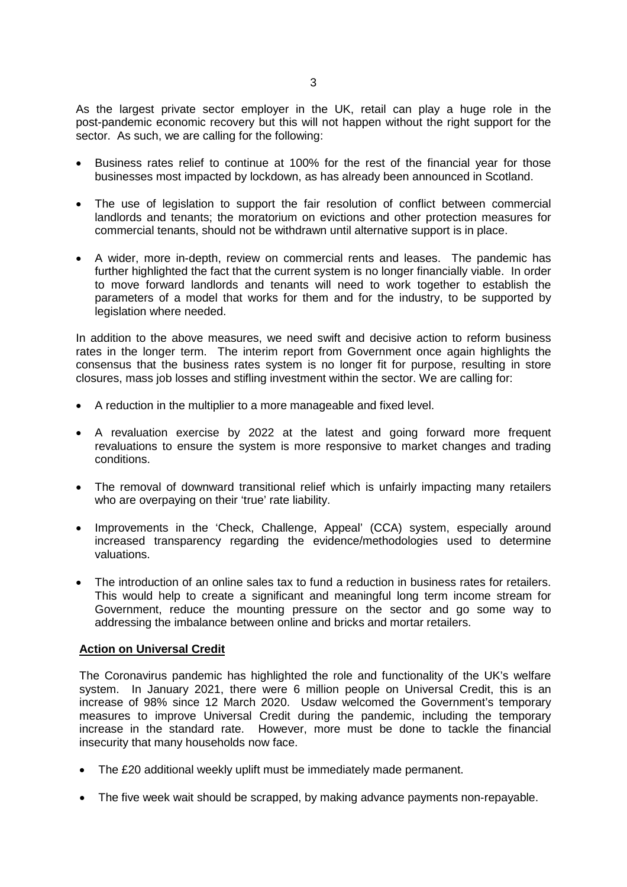As the largest private sector employer in the UK, retail can play a huge role in the post-pandemic economic recovery but this will not happen without the right support for the sector. As such, we are calling for the following:

- Business rates relief to continue at 100% for the rest of the financial year for those businesses most impacted by lockdown, as has already been announced in Scotland.

- The use of legislation to support the fair resolution of conflict between commercial landlords and tenants; the moratorium on evictions and other protection measures for commercial tenants, should not be withdrawn until alternative support is in place.

- A wider, more in-depth, review on commercial rents and leases. The pandemic has further highlighted the fact that the current system is no longer financially viable. In order to move forward landlords and tenants will need to work together to establish the parameters of a model that works for them and for the industry, to be supported by legislation where needed.

In addition to the above measures, we need swift and decisive action to reform business rates in the longer term. The interim report from Government once again highlights the consensus that the business rates system is no longer fit for purpose, resulting in store closures, mass job losses and stifling investment within the sector. We are calling for:

- A reduction in the multiplier to a more manageable and fixed level.

- A revaluation exercise by 2022 at the latest and going forward more frequent revaluations to ensure the system is more responsive to market changes and trading conditions.

- The removal of downward transitional relief which is unfairly impacting many retailers who are overpaying on their 'true' rate liability.

- Improvements in the 'Check, Challenge, Appeal' (CCA) system, especially around increased transparency regarding the evidence/methodologies used to determine valuations.

- The introduction of an online sales tax to fund a reduction in business rates for retailers. This would help to create a significant and meaningful long term income stream for Government, reduce the mounting pressure on the sector and go some way to addressing the imbalance between online and bricks and mortar retailers.

**Action on Universal Credit**

The Coronavirus pandemic has highlighted the role and functionality of the UK's welfare system. In January 2021, there were 6 million people on Universal Credit, this is an increase of 98% since 12 March 2020. Usdaw welcomed the Government's temporary measures to improve Universal Credit during the pandemic, including the temporary increase in the standard rate. However, more must be done to tackle the financial insecurity that many households now face.

- The £20 additional weekly uplift must be immediately made permanent.

- The five week wait should be scrapped, by making advance payments non-repayable.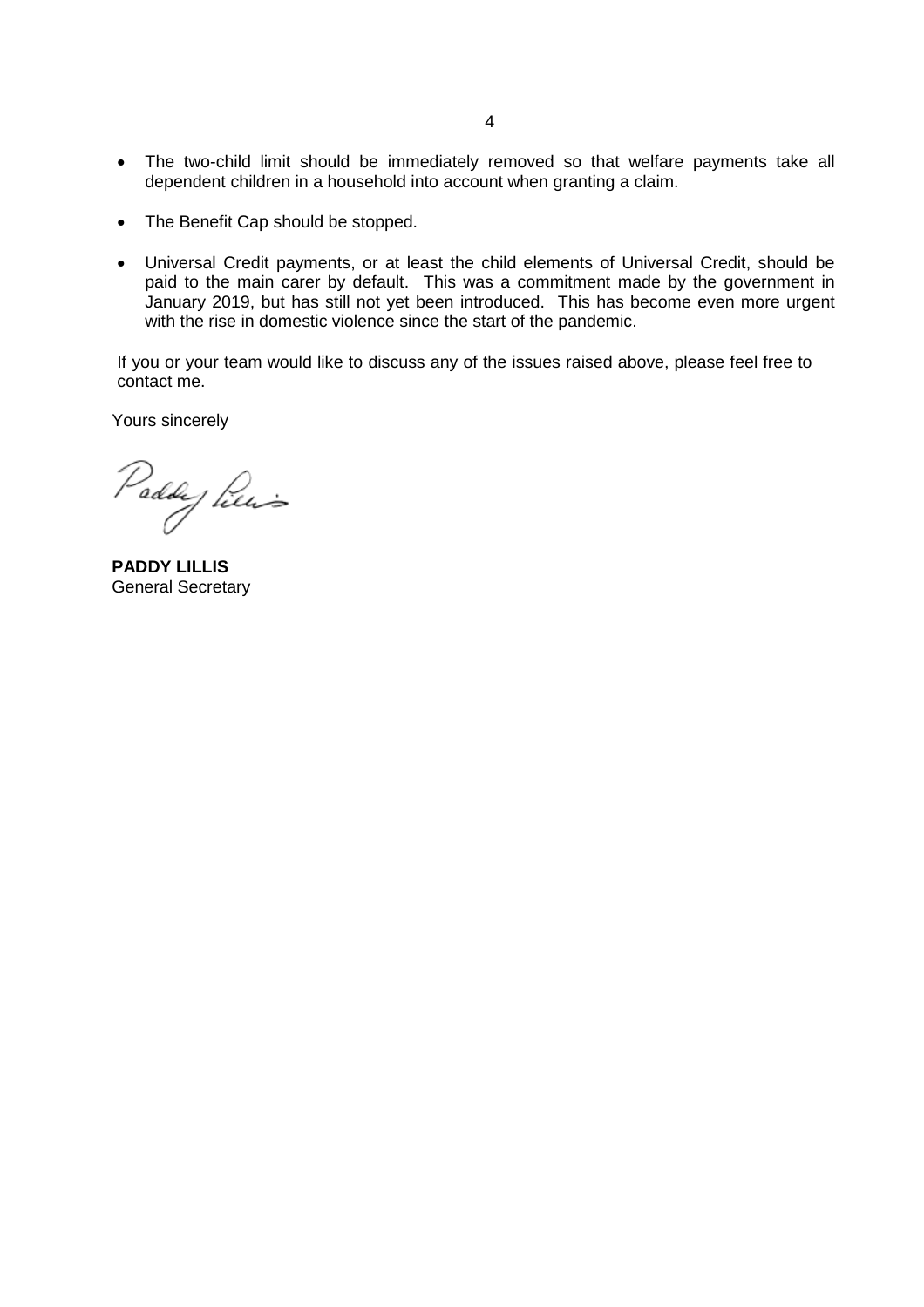- The two-child limit should be immediately removed so that welfare payments take all dependent children in a household into account when granting a claim.

- The Benefit Cap should be stopped.

- Universal Credit payments, or at least the child elements of Universal Credit, should be paid to the main carer by default. This was a commitment made by the government in January 2019, but has still not yet been introduced. This has become even more urgent with the rise in domestic violence since the start of the pandemic.

If you or your team would like to discuss any of the issues raised above, please feel free to contact me.

Yours sincerely

**PADDY LILLIS**
General Secretary